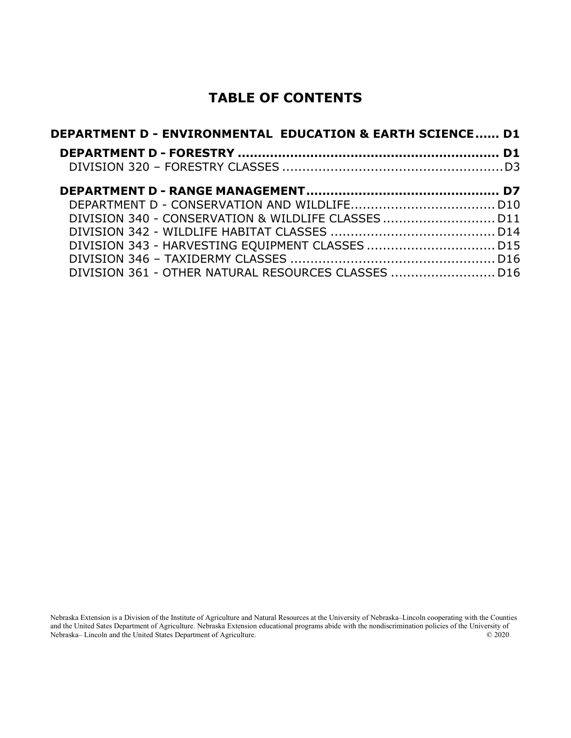# TABLE OF CONTENTS

**DEPARTMENT D - ENVIRONMENTAL EDUCATION & EARTH SCIENCE ...... D1**

**DEPARTMENT D - FORESTRY ............................................................. D1**

DIVISION 320 – FORESTRY CLASSES ..................................................... D3

**DEPARTMENT D - RANGE MANAGEMENT ............................................... D7**

DEPARTMENT D - CONSERVATION AND WILDLIFE................................... D10

DIVISION 340 - CONSERVATION & WILDLIFE CLASSES ........................... D11

DIVISION 342 - WILDLIFE HABITAT CLASSES ........................................ D14

DIVISION 343 - HARVESTING EQUIPMENT CLASSES ............................... D15

DIVISION 346 – TAXIDERMY CLASSES .................................................. D16

DIVISION 361 - OTHER NATURAL RESOURCES CLASSES ......................... D16

Nebraska Extension is a Division of the Institute of Agriculture and Natural Resources at the University of Nebraska–Lincoln cooperating with the Counties and the United Sates Department of Agriculture. Nebraska Extension educational programs abide with the nondiscrimination policies of the University of Nebraska– Lincoln and the United States Department of Agriculture. © 2020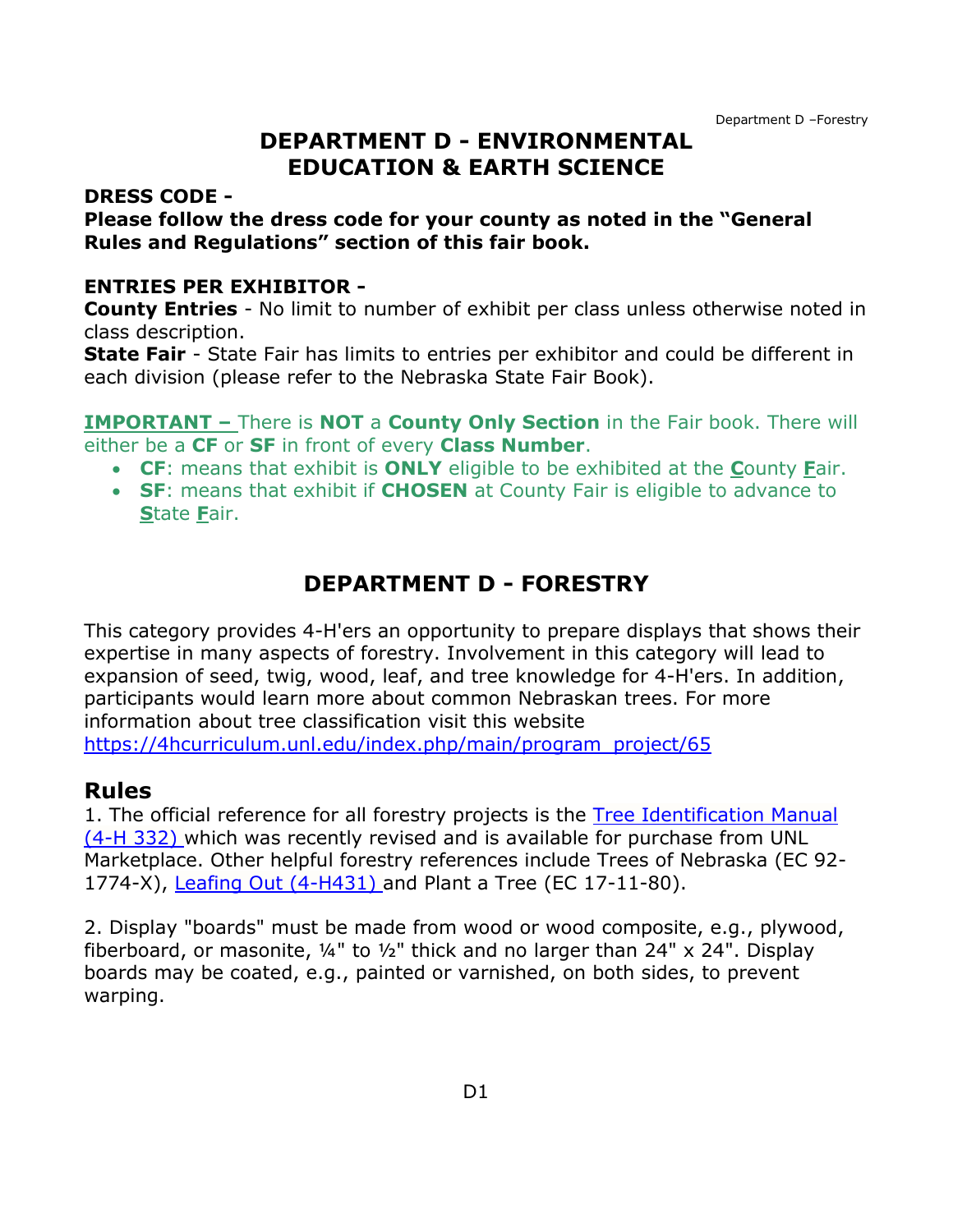# DEPARTMENT D - ENVIRONMENTAL EDUCATION & EARTH SCIENCE

**DRESS CODE -**

**Please follow the dress code for your county as noted in the "General Rules and Regulations" section of this fair book.**

**ENTRIES PER EXHIBITOR -**

**County Entries** - No limit to number of exhibit per class unless otherwise noted in class description.

**State Fair** - State Fair has limits to entries per exhibitor and could be different in each division (please refer to the Nebraska State Fair Book).

**IMPORTANT –** There is **NOT** a **County Only Section** in the Fair book. There will either be a **CF** or **SF** in front of every **Class Number**.

- **CF**: means that exhibit is **ONLY** eligible to be exhibited at the **C**ounty **F**air.
- **SF**: means that exhibit if **CHOSEN** at County Fair is eligible to advance to **S**tate **F**air.

# DEPARTMENT D - FORESTRY

This category provides 4-H'ers an opportunity to prepare displays that shows their expertise in many aspects of forestry. Involvement in this category will lead to expansion of seed, twig, wood, leaf, and tree knowledge for 4-H'ers. In addition, participants would learn more about common Nebraskan trees. For more information about tree classification visit this website https://4hcurriculum.unl.edu/index.php/main/program_project/65

## Rules

1. The official reference for all forestry projects is the Tree Identification Manual (4-H 332) which was recently revised and is available for purchase from UNL Marketplace. Other helpful forestry references include Trees of Nebraska (EC 92-1774-X), Leafing Out (4-H431) and Plant a Tree (EC 17-11-80).

2. Display "boards" must be made from wood or wood composite, e.g., plywood, fiberboard, or masonite, ¼" to ½" thick and no larger than 24" x 24". Display boards may be coated, e.g., painted or varnished, on both sides, to prevent warping.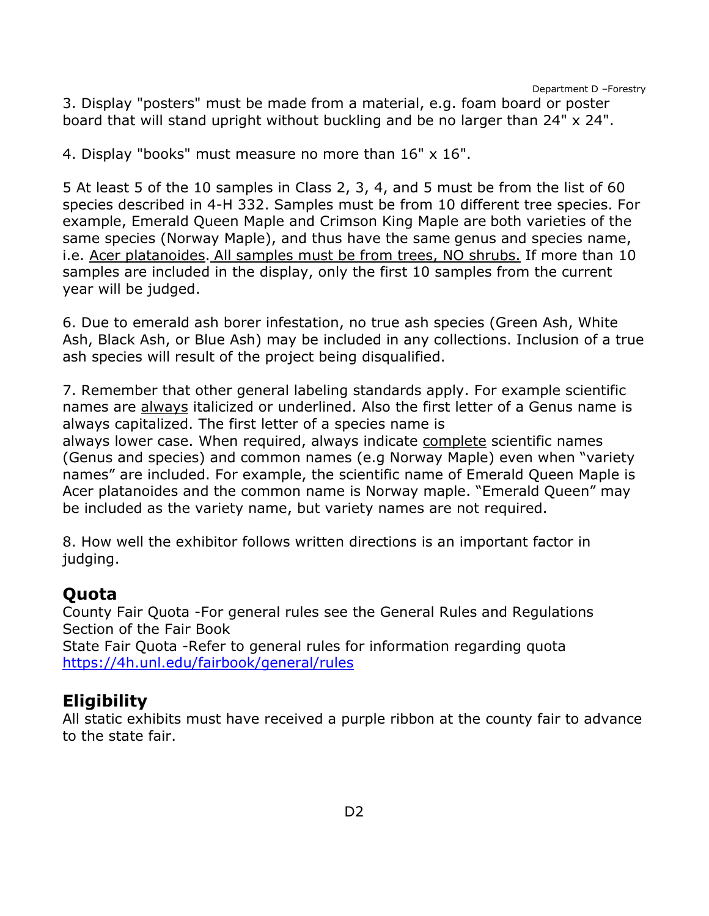3. Display "posters" must be made from a material, e.g. foam board or poster board that will stand upright without buckling and be no larger than 24" x 24".

4. Display "books" must measure no more than 16" x 16".

5 At least 5 of the 10 samples in Class 2, 3, 4, and 5 must be from the list of 60 species described in 4-H 332. Samples must be from 10 different tree species. For example, Emerald Queen Maple and Crimson King Maple are both varieties of the same species (Norway Maple), and thus have the same genus and species name, i.e. <u>Acer platanoides</u>. <u>All samples must be from trees, NO shrubs.</u> If more than 10 samples are included in the display, only the first 10 samples from the current year will be judged.

6. Due to emerald ash borer infestation, no true ash species (Green Ash, White Ash, Black Ash, or Blue Ash) may be included in any collections. Inclusion of a true ash species will result of the project being disqualified.

7. Remember that other general labeling standards apply. For example scientific names are <u>always</u> italicized or underlined. Also the first letter of a Genus name is always capitalized. The first letter of a species name is always lower case. When required, always indicate <u>complete</u> scientific names (Genus and species) and common names (e.g Norway Maple) even when "variety names" are included. For example, the scientific name of Emerald Queen Maple is Acer platanoides and the common name is Norway maple. "Emerald Queen" may be included as the variety name, but variety names are not required.

8. How well the exhibitor follows written directions is an important factor in judging.

## Quota

County Fair Quota -For general rules see the General Rules and Regulations Section of the Fair Book

State Fair Quota -Refer to general rules for information regarding quota https://4h.unl.edu/fairbook/general/rules

## Eligibility

All static exhibits must have received a purple ribbon at the county fair to advance to the state fair.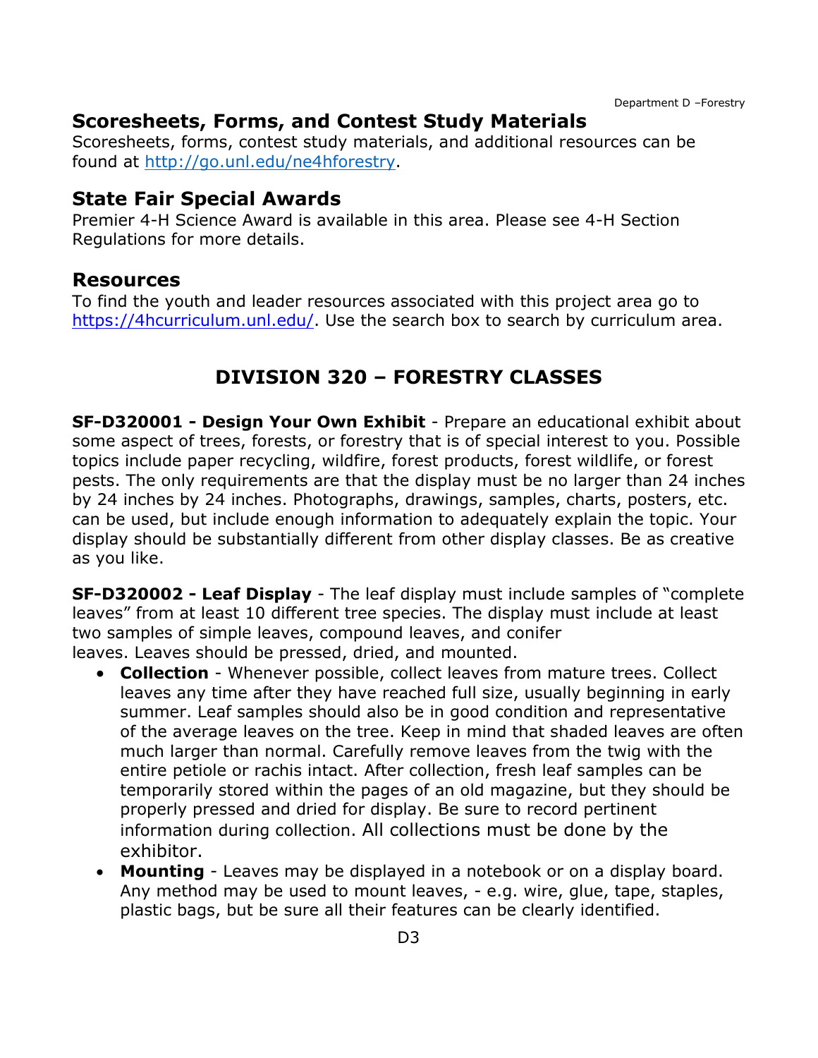## Scoresheets, Forms, and Contest Study Materials

Scoresheets, forms, contest study materials, and additional resources can be found at http://go.unl.edu/ne4hforestry.

## State Fair Special Awards

Premier 4-H Science Award is available in this area. Please see 4-H Section Regulations for more details.

## Resources

To find the youth and leader resources associated with this project area go to https://4hcurriculum.unl.edu/. Use the search box to search by curriculum area.

# DIVISION 320 – FORESTRY CLASSES

**SF-D320001 - Design Your Own Exhibit** - Prepare an educational exhibit about some aspect of trees, forests, or forestry that is of special interest to you. Possible topics include paper recycling, wildfire, forest products, forest wildlife, or forest pests. The only requirements are that the display must be no larger than 24 inches by 24 inches by 24 inches. Photographs, drawings, samples, charts, posters, etc. can be used, but include enough information to adequately explain the topic. Your display should be substantially different from other display classes. Be as creative as you like.

**SF-D320002 - Leaf Display** - The leaf display must include samples of "complete leaves" from at least 10 different tree species. The display must include at least two samples of simple leaves, compound leaves, and conifer leaves. Leaves should be pressed, dried, and mounted.

- **Collection** - Whenever possible, collect leaves from mature trees. Collect leaves any time after they have reached full size, usually beginning in early summer. Leaf samples should also be in good condition and representative of the average leaves on the tree. Keep in mind that shaded leaves are often much larger than normal. Carefully remove leaves from the twig with the entire petiole or rachis intact. After collection, fresh leaf samples can be temporarily stored within the pages of an old magazine, but they should be properly pressed and dried for display. Be sure to record pertinent information during collection. All collections must be done by the exhibitor.
- **Mounting** - Leaves may be displayed in a notebook or on a display board. Any method may be used to mount leaves, - e.g. wire, glue, tape, staples, plastic bags, but be sure all their features can be clearly identified.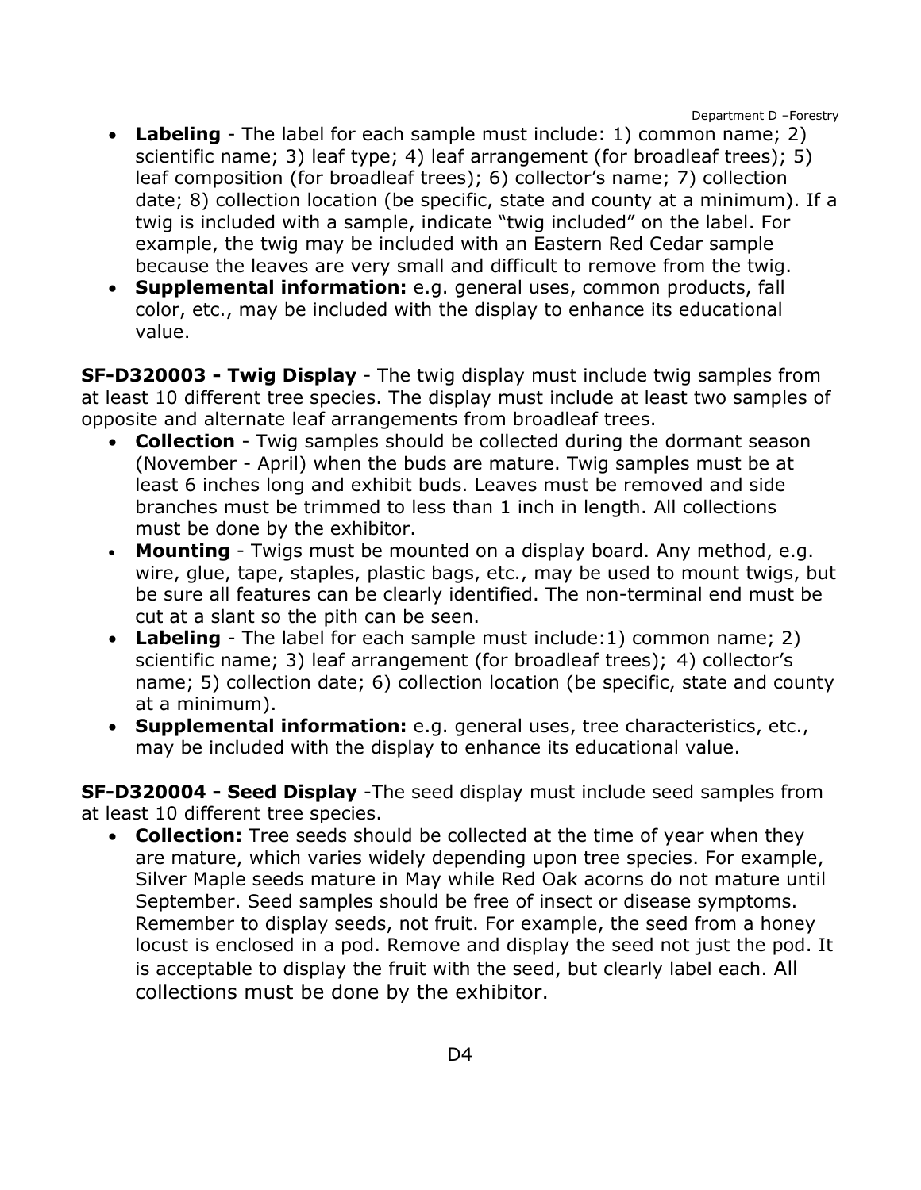- **Labeling** - The label for each sample must include: 1) common name; 2) scientific name; 3) leaf type; 4) leaf arrangement (for broadleaf trees); 5) leaf composition (for broadleaf trees); 6) collector's name; 7) collection date; 8) collection location (be specific, state and county at a minimum). If a twig is included with a sample, indicate "twig included" on the label. For example, the twig may be included with an Eastern Red Cedar sample because the leaves are very small and difficult to remove from the twig.
- **Supplemental information:** e.g. general uses, common products, fall color, etc., may be included with the display to enhance its educational value.

**SF-D320003 - Twig Display** - The twig display must include twig samples from at least 10 different tree species. The display must include at least two samples of opposite and alternate leaf arrangements from broadleaf trees.

- **Collection** - Twig samples should be collected during the dormant season (November - April) when the buds are mature. Twig samples must be at least 6 inches long and exhibit buds. Leaves must be removed and side branches must be trimmed to less than 1 inch in length. All collections must be done by the exhibitor.
- **Mounting** - Twigs must be mounted on a display board. Any method, e.g. wire, glue, tape, staples, plastic bags, etc., may be used to mount twigs, but be sure all features can be clearly identified. The non-terminal end must be cut at a slant so the pith can be seen.
- **Labeling** - The label for each sample must include:1) common name; 2) scientific name; 3) leaf arrangement (for broadleaf trees); 4) collector's name; 5) collection date; 6) collection location (be specific, state and county at a minimum).
- **Supplemental information:** e.g. general uses, tree characteristics, etc., may be included with the display to enhance its educational value.

**SF-D320004 - Seed Display** -The seed display must include seed samples from at least 10 different tree species.

- **Collection:** Tree seeds should be collected at the time of year when they are mature, which varies widely depending upon tree species. For example, Silver Maple seeds mature in May while Red Oak acorns do not mature until September. Seed samples should be free of insect or disease symptoms. Remember to display seeds, not fruit. For example, the seed from a honey locust is enclosed in a pod. Remove and display the seed not just the pod. It is acceptable to display the fruit with the seed, but clearly label each. All collections must be done by the exhibitor.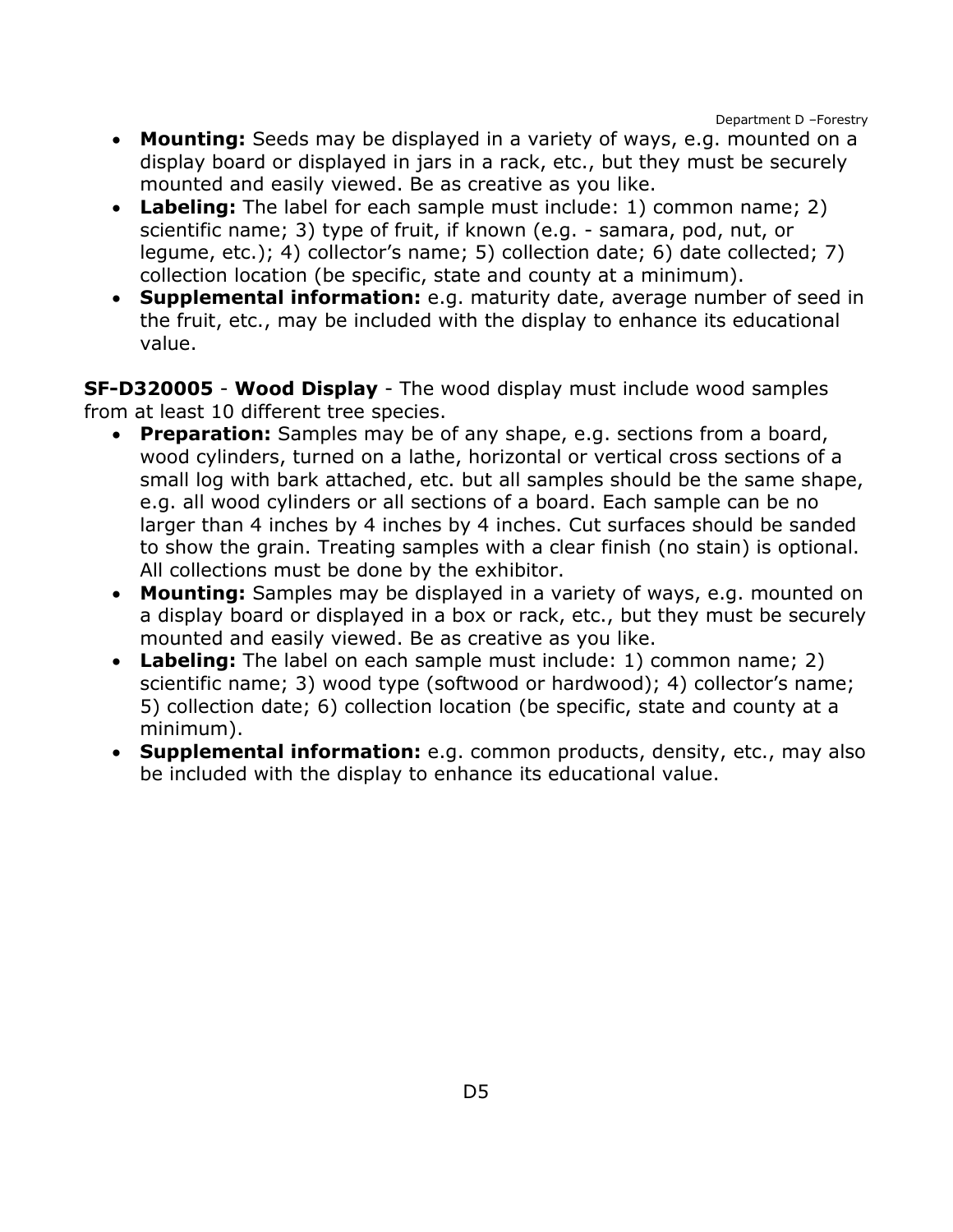- **Mounting:** Seeds may be displayed in a variety of ways, e.g. mounted on a display board or displayed in jars in a rack, etc., but they must be securely mounted and easily viewed. Be as creative as you like.
- **Labeling:** The label for each sample must include: 1) common name; 2) scientific name; 3) type of fruit, if known (e.g. - samara, pod, nut, or legume, etc.); 4) collector's name; 5) collection date; 6) date collected; 7) collection location (be specific, state and county at a minimum).
- **Supplemental information:** e.g. maturity date, average number of seed in the fruit, etc., may be included with the display to enhance its educational value.

**SF-D320005** - **Wood Display** - The wood display must include wood samples from at least 10 different tree species.

- **Preparation:** Samples may be of any shape, e.g. sections from a board, wood cylinders, turned on a lathe, horizontal or vertical cross sections of a small log with bark attached, etc. but all samples should be the same shape, e.g. all wood cylinders or all sections of a board. Each sample can be no larger than 4 inches by 4 inches by 4 inches. Cut surfaces should be sanded to show the grain. Treating samples with a clear finish (no stain) is optional. All collections must be done by the exhibitor.
- **Mounting:** Samples may be displayed in a variety of ways, e.g. mounted on a display board or displayed in a box or rack, etc., but they must be securely mounted and easily viewed. Be as creative as you like.
- **Labeling:** The label on each sample must include: 1) common name; 2) scientific name; 3) wood type (softwood or hardwood); 4) collector's name; 5) collection date; 6) collection location (be specific, state and county at a minimum).
- **Supplemental information:** e.g. common products, density, etc., may also be included with the display to enhance its educational value.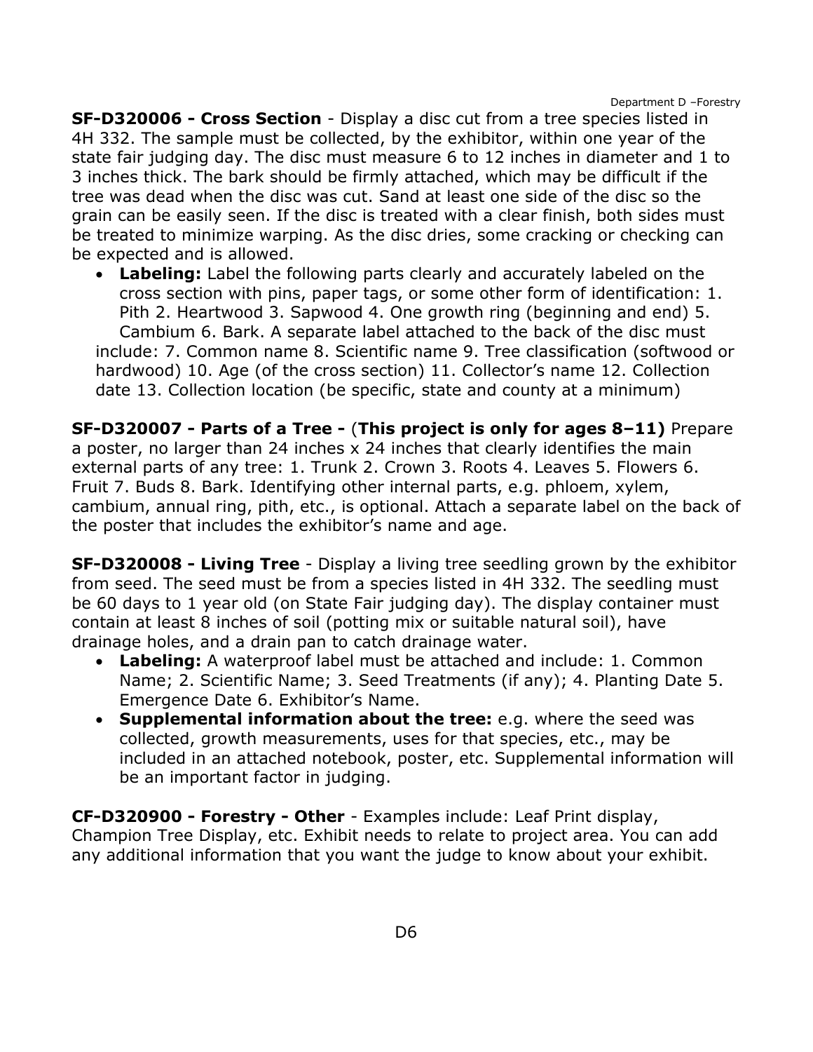**SF-D320006 - Cross Section** - Display a disc cut from a tree species listed in 4H 332. The sample must be collected, by the exhibitor, within one year of the state fair judging day. The disc must measure 6 to 12 inches in diameter and 1 to 3 inches thick. The bark should be firmly attached, which may be difficult if the tree was dead when the disc was cut. Sand at least one side of the disc so the grain can be easily seen. If the disc is treated with a clear finish, both sides must be treated to minimize warping. As the disc dries, some cracking or checking can be expected and is allowed.

- **Labeling:** Label the following parts clearly and accurately labeled on the cross section with pins, paper tags, or some other form of identification: 1. Pith 2. Heartwood 3. Sapwood 4. One growth ring (beginning and end) 5. Cambium 6. Bark. A separate label attached to the back of the disc must include: 7. Common name 8. Scientific name 9. Tree classification (softwood or hardwood) 10. Age (of the cross section) 11. Collector's name 12. Collection date 13. Collection location (be specific, state and county at a minimum)

**SF-D320007 - Parts of a Tree -** (**This project is only for ages 8–11)** Prepare a poster, no larger than 24 inches x 24 inches that clearly identifies the main external parts of any tree: 1. Trunk 2. Crown 3. Roots 4. Leaves 5. Flowers 6. Fruit 7. Buds 8. Bark. Identifying other internal parts, e.g. phloem, xylem, cambium, annual ring, pith, etc., is optional. Attach a separate label on the back of the poster that includes the exhibitor's name and age.

**SF-D320008 - Living Tree** - Display a living tree seedling grown by the exhibitor from seed. The seed must be from a species listed in 4H 332. The seedling must be 60 days to 1 year old (on State Fair judging day). The display container must contain at least 8 inches of soil (potting mix or suitable natural soil), have drainage holes, and a drain pan to catch drainage water.

- **Labeling:** A waterproof label must be attached and include: 1. Common Name; 2. Scientific Name; 3. Seed Treatments (if any); 4. Planting Date 5. Emergence Date 6. Exhibitor's Name.
- **Supplemental information about the tree:** e.g. where the seed was collected, growth measurements, uses for that species, etc., may be included in an attached notebook, poster, etc. Supplemental information will be an important factor in judging.

**CF-D320900 - Forestry - Other** - Examples include: Leaf Print display, Champion Tree Display, etc. Exhibit needs to relate to project area. You can add any additional information that you want the judge to know about your exhibit.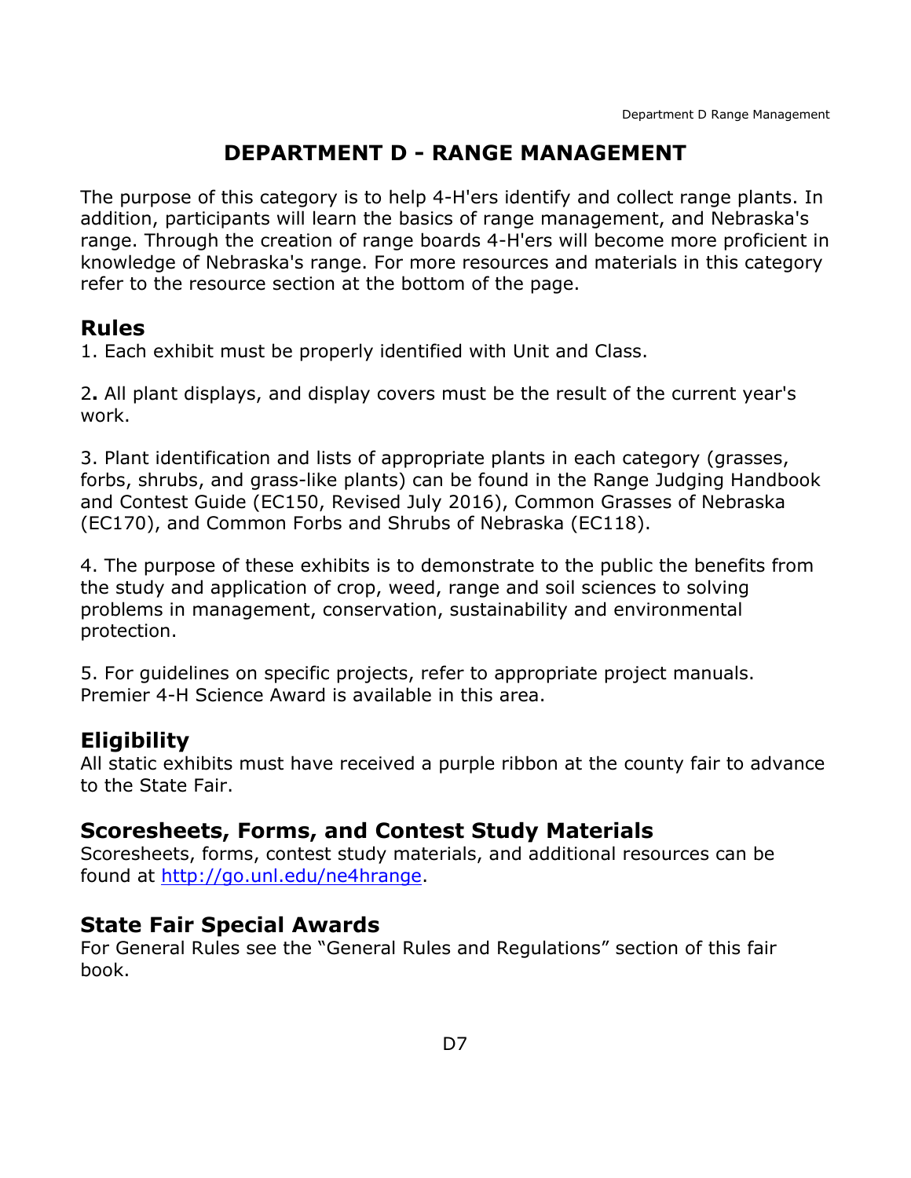# DEPARTMENT D - RANGE MANAGEMENT

The purpose of this category is to help 4-H'ers identify and collect range plants. In addition, participants will learn the basics of range management, and Nebraska's range. Through the creation of range boards 4-H'ers will become more proficient in knowledge of Nebraska's range. For more resources and materials in this category refer to the resource section at the bottom of the page.

## Rules

1. Each exhibit must be properly identified with Unit and Class.

2. All plant displays, and display covers must be the result of the current year's work.

3. Plant identification and lists of appropriate plants in each category (grasses, forbs, shrubs, and grass-like plants) can be found in the Range Judging Handbook and Contest Guide (EC150, Revised July 2016), Common Grasses of Nebraska (EC170), and Common Forbs and Shrubs of Nebraska (EC118).

4. The purpose of these exhibits is to demonstrate to the public the benefits from the study and application of crop, weed, range and soil sciences to solving problems in management, conservation, sustainability and environmental protection.

5. For guidelines on specific projects, refer to appropriate project manuals. Premier 4-H Science Award is available in this area.

## Eligibility

All static exhibits must have received a purple ribbon at the county fair to advance to the State Fair.

## Scoresheets, Forms, and Contest Study Materials

Scoresheets, forms, contest study materials, and additional resources can be found at [http://go.unl.edu/ne4hrange](http://go.unl.edu/ne4hrange).

## State Fair Special Awards

For General Rules see the "General Rules and Regulations" section of this fair book.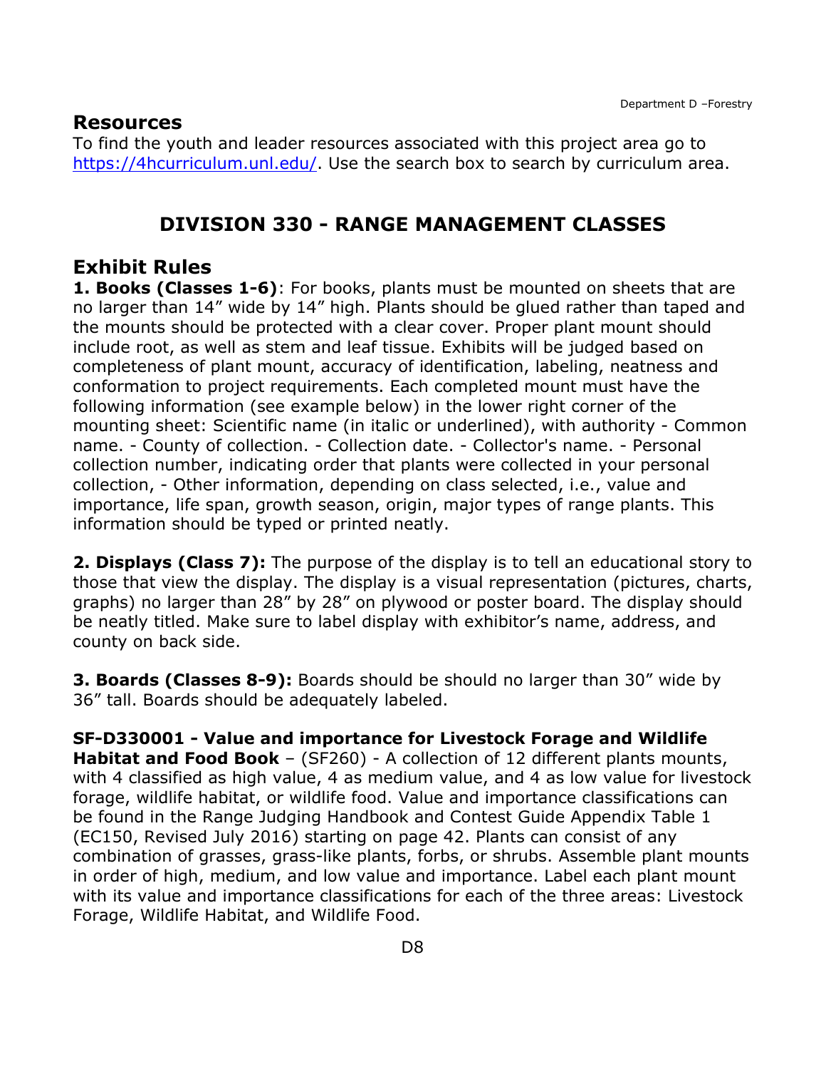## Resources

To find the youth and leader resources associated with this project area go to [https://4hcurriculum.unl.edu/](https://4hcurriculum.unl.edu/). Use the search box to search by curriculum area.

# DIVISION 330 - RANGE MANAGEMENT CLASSES

## Exhibit Rules

**1. Books (Classes 1-6)**: For books, plants must be mounted on sheets that are no larger than 14" wide by 14" high. Plants should be glued rather than taped and the mounts should be protected with a clear cover. Proper plant mount should include root, as well as stem and leaf tissue. Exhibits will be judged based on completeness of plant mount, accuracy of identification, labeling, neatness and conformation to project requirements. Each completed mount must have the following information (see example below) in the lower right corner of the mounting sheet: Scientific name (in italic or underlined), with authority - Common name. - County of collection. - Collection date. - Collector's name. - Personal collection number, indicating order that plants were collected in your personal collection, - Other information, depending on class selected, i.e., value and importance, life span, growth season, origin, major types of range plants. This information should be typed or printed neatly.

**2. Displays (Class 7):** The purpose of the display is to tell an educational story to those that view the display. The display is a visual representation (pictures, charts, graphs) no larger than 28" by 28" on plywood or poster board. The display should be neatly titled. Make sure to label display with exhibitor's name, address, and county on back side.

**3. Boards (Classes 8-9):** Boards should be should no larger than 30" wide by 36" tall. Boards should be adequately labeled.

**SF-D330001 - Value and importance for Livestock Forage and Wildlife Habitat and Food Book** – (SF260) - A collection of 12 different plants mounts, with 4 classified as high value, 4 as medium value, and 4 as low value for livestock forage, wildlife habitat, or wildlife food. Value and importance classifications can be found in the Range Judging Handbook and Contest Guide Appendix Table 1 (EC150, Revised July 2016) starting on page 42. Plants can consist of any combination of grasses, grass-like plants, forbs, or shrubs. Assemble plant mounts in order of high, medium, and low value and importance. Label each plant mount with its value and importance classifications for each of the three areas: Livestock Forage, Wildlife Habitat, and Wildlife Food.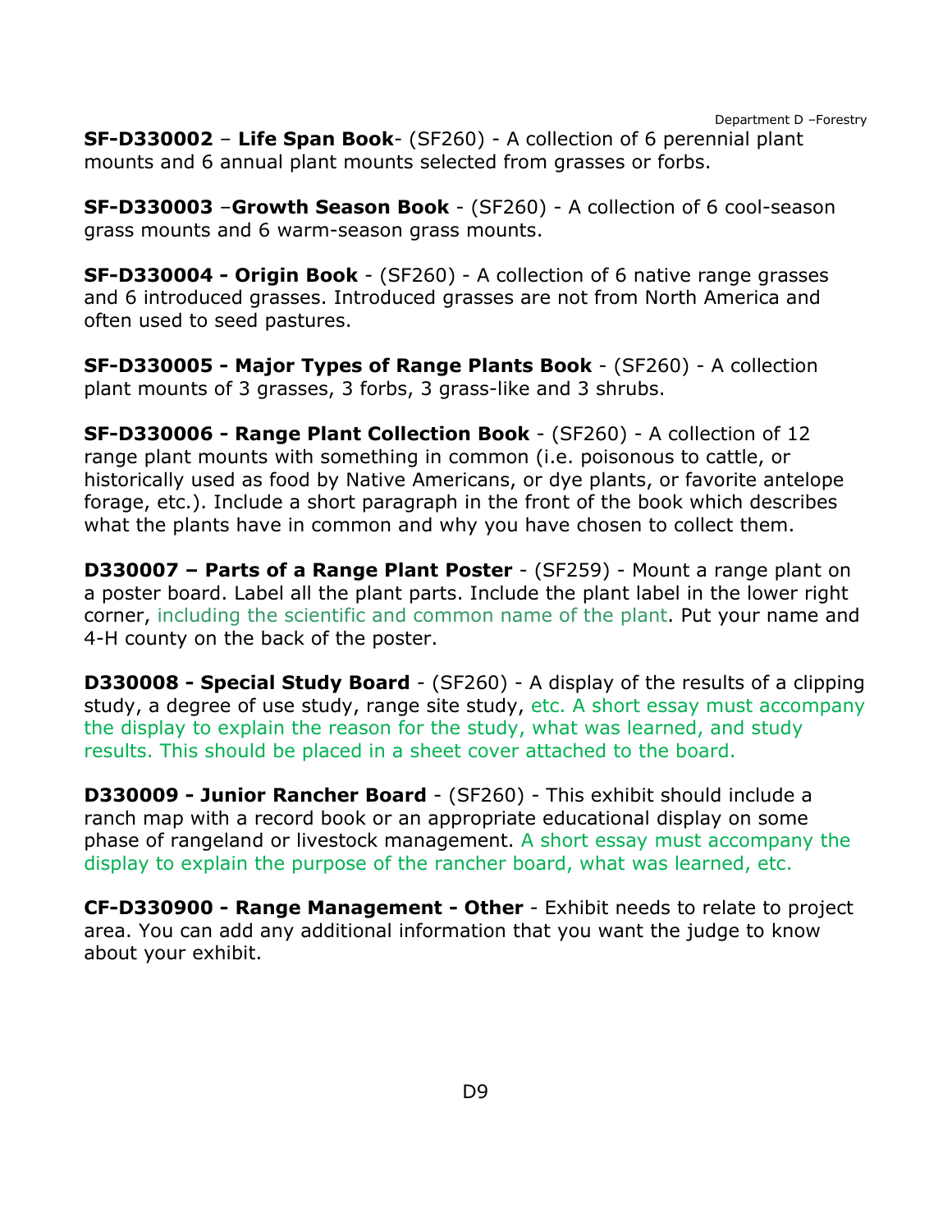**SF-D330002** – **Life Span Book**- (SF260) - A collection of 6 perennial plant mounts and 6 annual plant mounts selected from grasses or forbs.

**SF-D330003** –**Growth Season Book** - (SF260) - A collection of 6 cool-season grass mounts and 6 warm-season grass mounts.

**SF-D330004 - Origin Book** - (SF260) - A collection of 6 native range grasses and 6 introduced grasses. Introduced grasses are not from North America and often used to seed pastures.

**SF-D330005 - Major Types of Range Plants Book** - (SF260) - A collection plant mounts of 3 grasses, 3 forbs, 3 grass-like and 3 shrubs.

**SF-D330006 - Range Plant Collection Book** - (SF260) - A collection of 12 range plant mounts with something in common (i.e. poisonous to cattle, or historically used as food by Native Americans, or dye plants, or favorite antelope forage, etc.). Include a short paragraph in the front of the book which describes what the plants have in common and why you have chosen to collect them.

**D330007 – Parts of a Range Plant Poster** - (SF259) - Mount a range plant on a poster board. Label all the plant parts. Include the plant label in the lower right corner, including the scientific and common name of the plant. Put your name and 4-H county on the back of the poster.

**D330008 - Special Study Board** - (SF260) - A display of the results of a clipping study, a degree of use study, range site study, etc. A short essay must accompany the display to explain the reason for the study, what was learned, and study results. This should be placed in a sheet cover attached to the board.

**D330009 - Junior Rancher Board** - (SF260) - This exhibit should include a ranch map with a record book or an appropriate educational display on some phase of rangeland or livestock management. A short essay must accompany the display to explain the purpose of the rancher board, what was learned, etc.

**CF-D330900 - Range Management - Other** - Exhibit needs to relate to project area. You can add any additional information that you want the judge to know about your exhibit.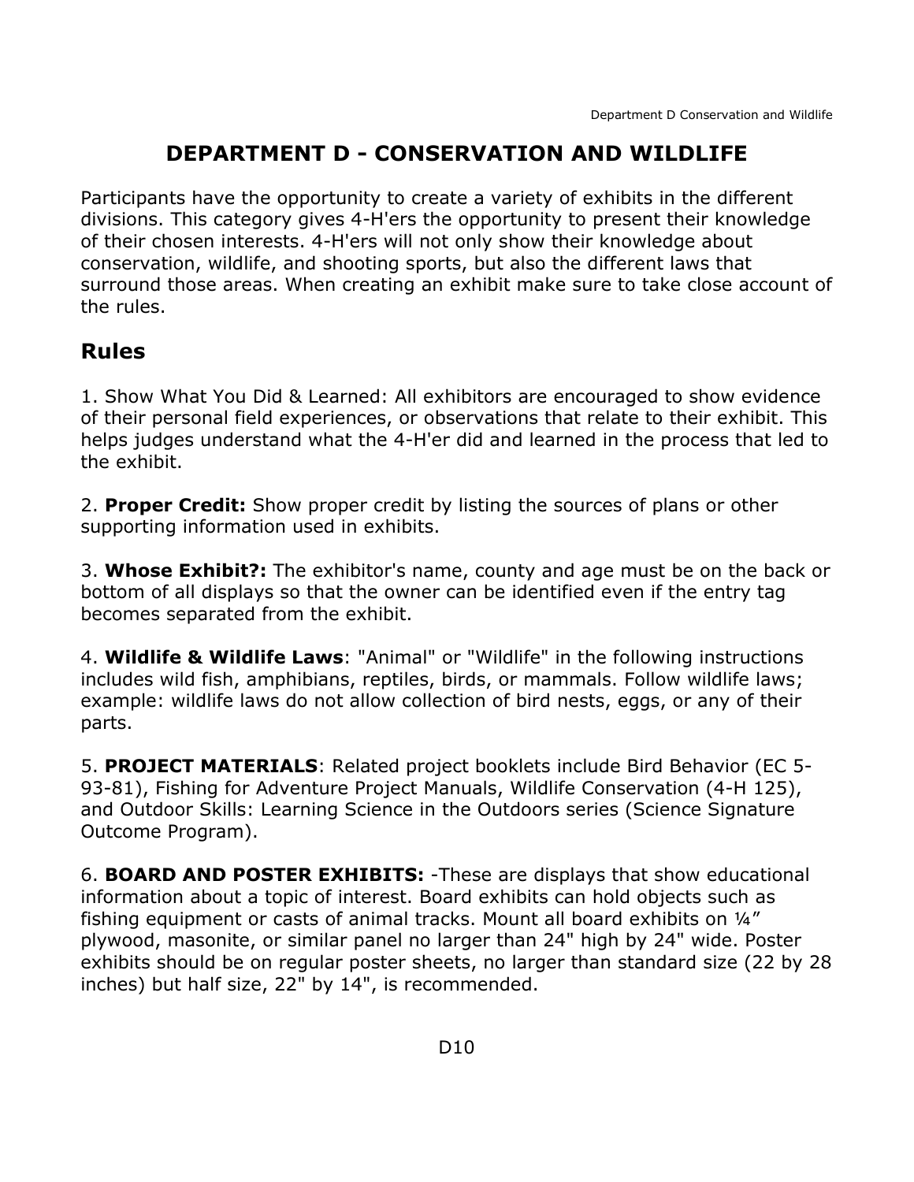# DEPARTMENT D - CONSERVATION AND WILDLIFE

Participants have the opportunity to create a variety of exhibits in the different divisions. This category gives 4-H'ers the opportunity to present their knowledge of their chosen interests. 4-H'ers will not only show their knowledge about conservation, wildlife, and shooting sports, but also the different laws that surround those areas. When creating an exhibit make sure to take close account of the rules.

## Rules

1. Show What You Did & Learned: All exhibitors are encouraged to show evidence of their personal field experiences, or observations that relate to their exhibit. This helps judges understand what the 4-H'er did and learned in the process that led to the exhibit.

2. **Proper Credit:** Show proper credit by listing the sources of plans or other supporting information used in exhibits.

3. **Whose Exhibit?:** The exhibitor's name, county and age must be on the back or bottom of all displays so that the owner can be identified even if the entry tag becomes separated from the exhibit.

4. **Wildlife & Wildlife Laws**: "Animal" or "Wildlife" in the following instructions includes wild fish, amphibians, reptiles, birds, or mammals. Follow wildlife laws; example: wildlife laws do not allow collection of bird nests, eggs, or any of their parts.

5. **PROJECT MATERIALS**: Related project booklets include Bird Behavior (EC 5-93-81), Fishing for Adventure Project Manuals, Wildlife Conservation (4-H 125), and Outdoor Skills: Learning Science in the Outdoors series (Science Signature Outcome Program).

6. **BOARD AND POSTER EXHIBITS:** -These are displays that show educational information about a topic of interest. Board exhibits can hold objects such as fishing equipment or casts of animal tracks. Mount all board exhibits on ¼" plywood, masonite, or similar panel no larger than 24" high by 24" wide. Poster exhibits should be on regular poster sheets, no larger than standard size (22 by 28 inches) but half size, 22" by 14", is recommended.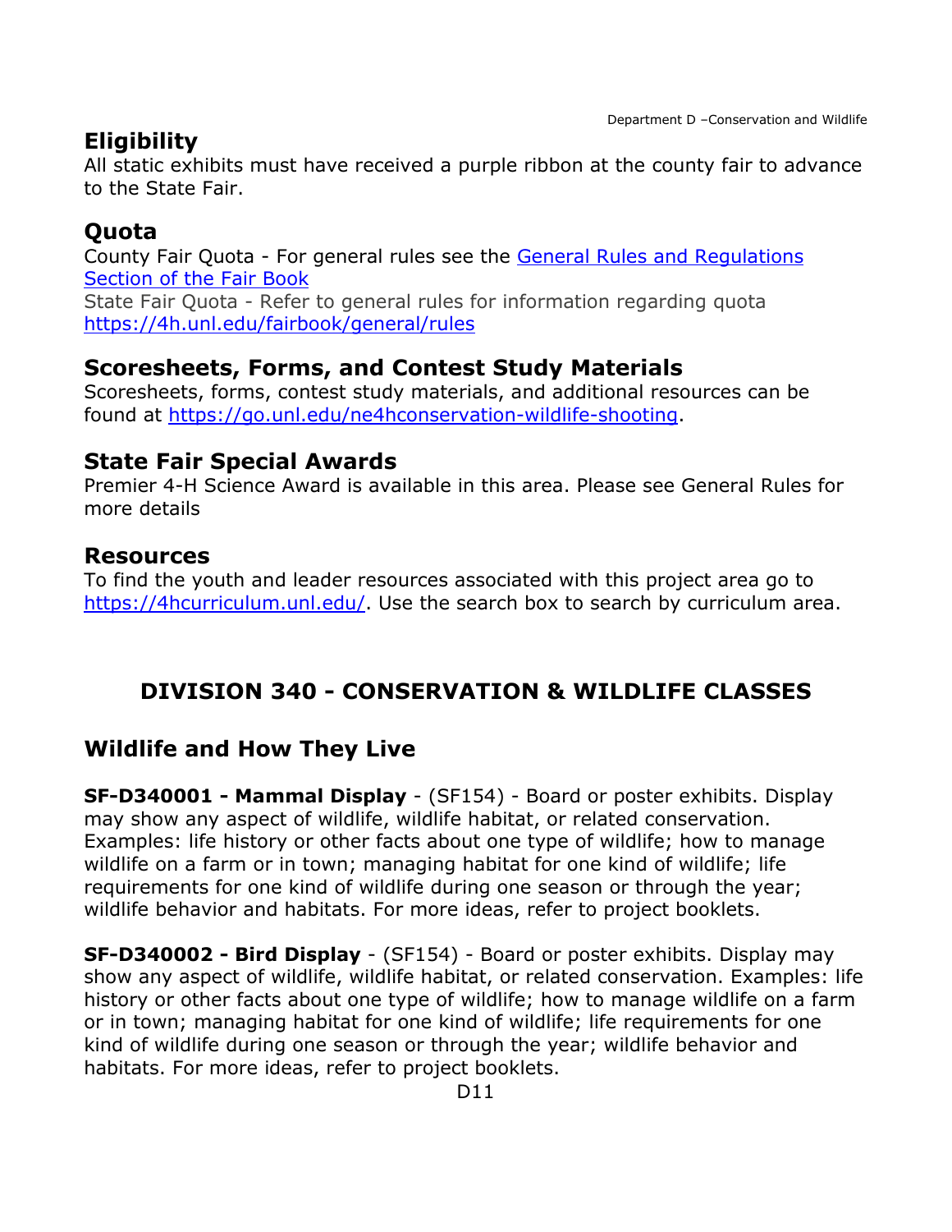## Eligibility

All static exhibits must have received a purple ribbon at the county fair to advance to the State Fair.

## Quota

County Fair Quota - For general rules see the [General Rules and Regulations Section of the Fair Book](https://4h.unl.edu/fairbook/general/rules)

State Fair Quota - Refer to general rules for information regarding quota https://4h.unl.edu/fairbook/general/rules

## Scoresheets, Forms, and Contest Study Materials

Scoresheets, forms, contest study materials, and additional resources can be found at https://go.unl.edu/ne4hconservation-wildlife-shooting.

## State Fair Special Awards

Premier 4-H Science Award is available in this area. Please see General Rules for more details

## Resources

To find the youth and leader resources associated with this project area go to https://4hcurriculum.unl.edu/. Use the search box to search by curriculum area.

# DIVISION 340 - CONSERVATION & WILDLIFE CLASSES

## Wildlife and How They Live

**SF-D340001 - Mammal Display** - (SF154) - Board or poster exhibits. Display may show any aspect of wildlife, wildlife habitat, or related conservation. Examples: life history or other facts about one type of wildlife; how to manage wildlife on a farm or in town; managing habitat for one kind of wildlife; life requirements for one kind of wildlife during one season or through the year; wildlife behavior and habitats. For more ideas, refer to project booklets.

**SF-D340002 - Bird Display** - (SF154) - Board or poster exhibits. Display may show any aspect of wildlife, wildlife habitat, or related conservation. Examples: life history or other facts about one type of wildlife; how to manage wildlife on a farm or in town; managing habitat for one kind of wildlife; life requirements for one kind of wildlife during one season or through the year; wildlife behavior and habitats. For more ideas, refer to project booklets.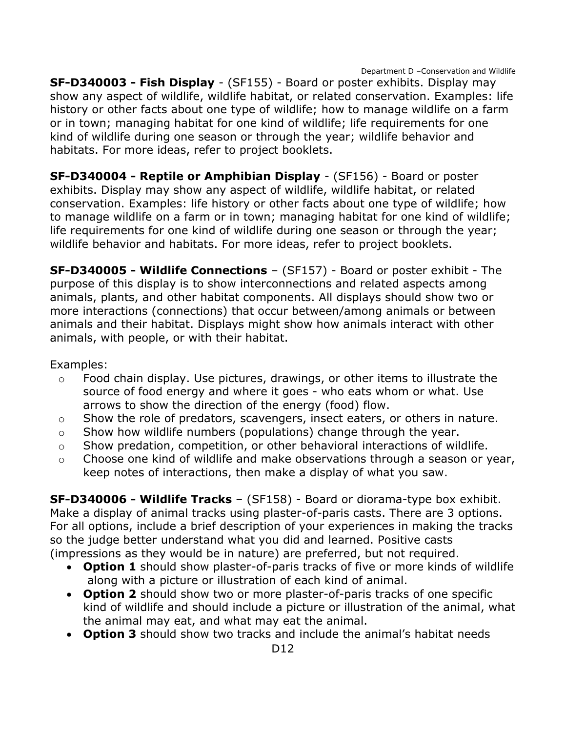**SF-D340003 - Fish Display** - (SF155) - Board or poster exhibits. Display may show any aspect of wildlife, wildlife habitat, or related conservation. Examples: life history or other facts about one type of wildlife; how to manage wildlife on a farm or in town; managing habitat for one kind of wildlife; life requirements for one kind of wildlife during one season or through the year; wildlife behavior and habitats. For more ideas, refer to project booklets.

**SF-D340004 - Reptile or Amphibian Display** - (SF156) - Board or poster exhibits. Display may show any aspect of wildlife, wildlife habitat, or related conservation. Examples: life history or other facts about one type of wildlife; how to manage wildlife on a farm or in town; managing habitat for one kind of wildlife; life requirements for one kind of wildlife during one season or through the year; wildlife behavior and habitats. For more ideas, refer to project booklets.

**SF-D340005 - Wildlife Connections** – (SF157) - Board or poster exhibit - The purpose of this display is to show interconnections and related aspects among animals, plants, and other habitat components. All displays should show two or more interactions (connections) that occur between/among animals or between animals and their habitat. Displays might show how animals interact with other animals, with people, or with their habitat.

Examples:

- Food chain display. Use pictures, drawings, or other items to illustrate the source of food energy and where it goes - who eats whom or what. Use arrows to show the direction of the energy (food) flow.
- Show the role of predators, scavengers, insect eaters, or others in nature.
- Show how wildlife numbers (populations) change through the year.
- Show predation, competition, or other behavioral interactions of wildlife.
- Choose one kind of wildlife and make observations through a season or year, keep notes of interactions, then make a display of what you saw.

**SF-D340006 - Wildlife Tracks** – (SF158) - Board or diorama-type box exhibit. Make a display of animal tracks using plaster-of-paris casts. There are 3 options. For all options, include a brief description of your experiences in making the tracks so the judge better understand what you did and learned. Positive casts (impressions as they would be in nature) are preferred, but not required.

- **Option 1** should show plaster-of-paris tracks of five or more kinds of wildlife along with a picture or illustration of each kind of animal.
- **Option 2** should show two or more plaster-of-paris tracks of one specific kind of wildlife and should include a picture or illustration of the animal, what the animal may eat, and what may eat the animal.
- **Option 3** should show two tracks and include the animal's habitat needs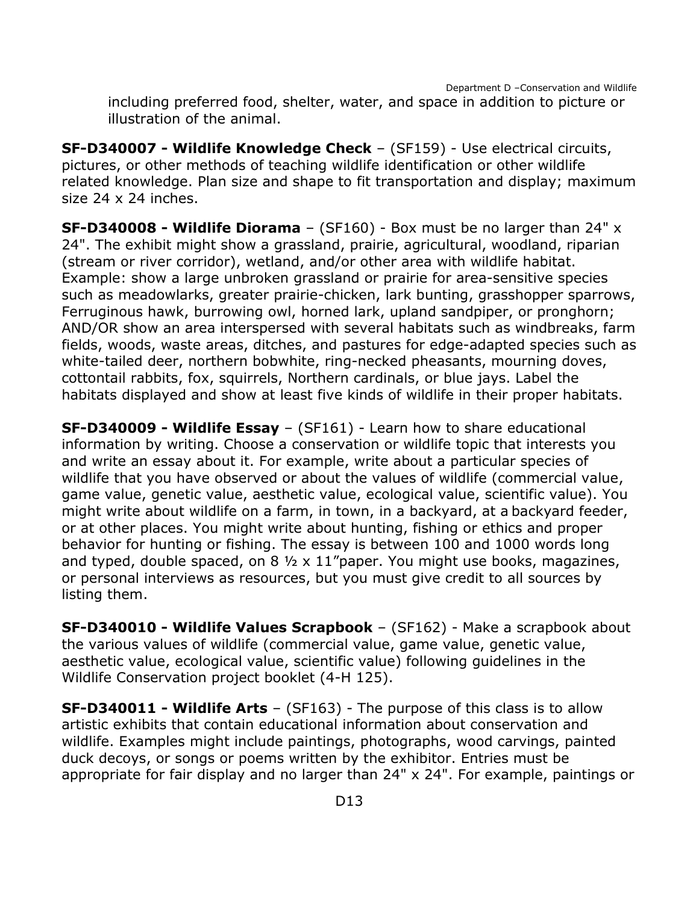including preferred food, shelter, water, and space in addition to picture or illustration of the animal.

**SF-D340007 - Wildlife Knowledge Check** – (SF159) - Use electrical circuits, pictures, or other methods of teaching wildlife identification or other wildlife related knowledge. Plan size and shape to fit transportation and display; maximum size 24 x 24 inches.

**SF-D340008 - Wildlife Diorama** – (SF160) - Box must be no larger than 24" x 24". The exhibit might show a grassland, prairie, agricultural, woodland, riparian (stream or river corridor), wetland, and/or other area with wildlife habitat. Example: show a large unbroken grassland or prairie for area-sensitive species such as meadowlarks, greater prairie-chicken, lark bunting, grasshopper sparrows, Ferruginous hawk, burrowing owl, horned lark, upland sandpiper, or pronghorn; AND/OR show an area interspersed with several habitats such as windbreaks, farm fields, woods, waste areas, ditches, and pastures for edge-adapted species such as white-tailed deer, northern bobwhite, ring-necked pheasants, mourning doves, cottontail rabbits, fox, squirrels, Northern cardinals, or blue jays. Label the habitats displayed and show at least five kinds of wildlife in their proper habitats.

**SF-D340009 - Wildlife Essay** – (SF161) - Learn how to share educational information by writing. Choose a conservation or wildlife topic that interests you and write an essay about it. For example, write about a particular species of wildlife that you have observed or about the values of wildlife (commercial value, game value, genetic value, aesthetic value, ecological value, scientific value). You might write about wildlife on a farm, in town, in a backyard, at a backyard feeder, or at other places. You might write about hunting, fishing or ethics and proper behavior for hunting or fishing. The essay is between 100 and 1000 words long and typed, double spaced, on 8 ½ x 11"paper. You might use books, magazines, or personal interviews as resources, but you must give credit to all sources by listing them.

**SF-D340010 - Wildlife Values Scrapbook** – (SF162) - Make a scrapbook about the various values of wildlife (commercial value, game value, genetic value, aesthetic value, ecological value, scientific value) following guidelines in the Wildlife Conservation project booklet (4-H 125).

**SF-D340011 - Wildlife Arts** – (SF163) - The purpose of this class is to allow artistic exhibits that contain educational information about conservation and wildlife. Examples might include paintings, photographs, wood carvings, painted duck decoys, or songs or poems written by the exhibitor. Entries must be appropriate for fair display and no larger than 24" x 24". For example, paintings or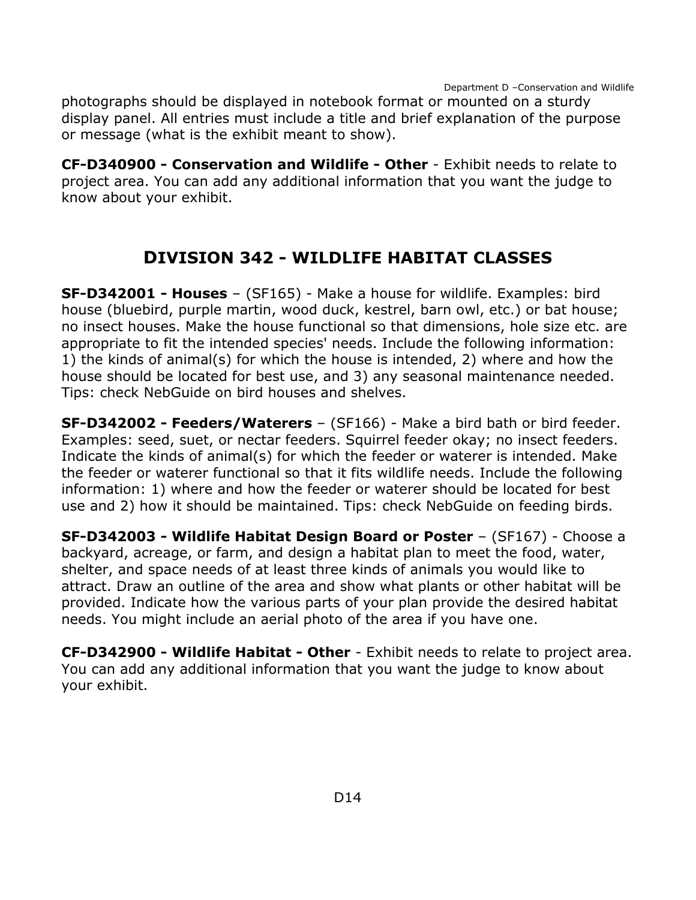photographs should be displayed in notebook format or mounted on a sturdy display panel. All entries must include a title and brief explanation of the purpose or message (what is the exhibit meant to show).

**CF-D340900 - Conservation and Wildlife - Other** - Exhibit needs to relate to project area. You can add any additional information that you want the judge to know about your exhibit.

## DIVISION 342 - WILDLIFE HABITAT CLASSES

**SF-D342001 - Houses** – (SF165) - Make a house for wildlife. Examples: bird house (bluebird, purple martin, wood duck, kestrel, barn owl, etc.) or bat house; no insect houses. Make the house functional so that dimensions, hole size etc. are appropriate to fit the intended species' needs. Include the following information: 1) the kinds of animal(s) for which the house is intended, 2) where and how the house should be located for best use, and 3) any seasonal maintenance needed. Tips: check NebGuide on bird houses and shelves.

**SF-D342002 - Feeders/Waterers** – (SF166) - Make a bird bath or bird feeder. Examples: seed, suet, or nectar feeders. Squirrel feeder okay; no insect feeders. Indicate the kinds of animal(s) for which the feeder or waterer is intended. Make the feeder or waterer functional so that it fits wildlife needs. Include the following information: 1) where and how the feeder or waterer should be located for best use and 2) how it should be maintained. Tips: check NebGuide on feeding birds.

**SF-D342003 - Wildlife Habitat Design Board or Poster** – (SF167) - Choose a backyard, acreage, or farm, and design a habitat plan to meet the food, water, shelter, and space needs of at least three kinds of animals you would like to attract. Draw an outline of the area and show what plants or other habitat will be provided. Indicate how the various parts of your plan provide the desired habitat needs. You might include an aerial photo of the area if you have one.

**CF-D342900 - Wildlife Habitat - Other** - Exhibit needs to relate to project area. You can add any additional information that you want the judge to know about your exhibit.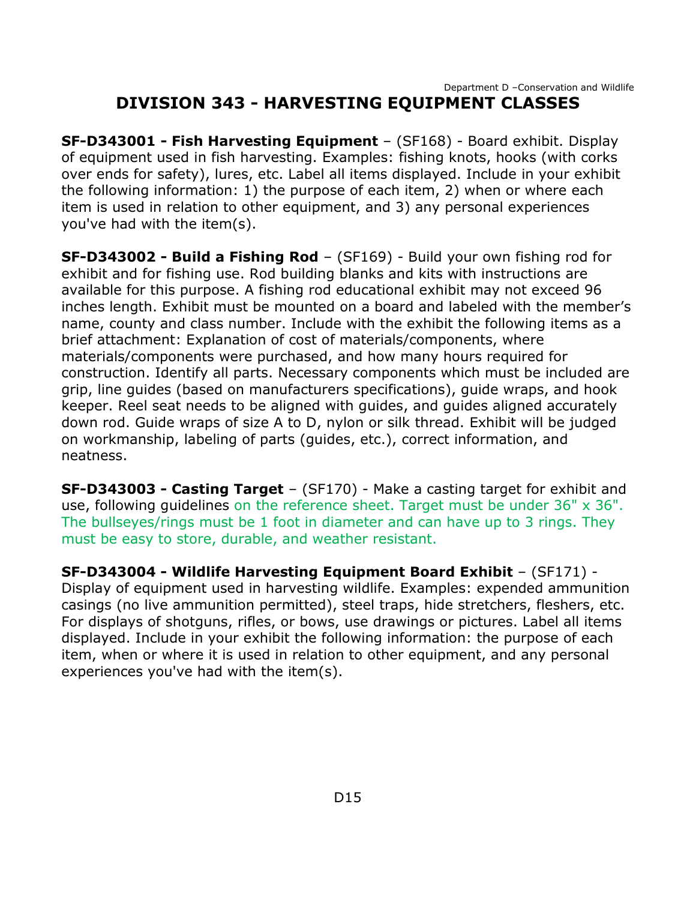# DIVISION 343 - HARVESTING EQUIPMENT CLASSES

**SF-D343001 - Fish Harvesting Equipment** – (SF168) - Board exhibit. Display of equipment used in fish harvesting. Examples: fishing knots, hooks (with corks over ends for safety), lures, etc. Label all items displayed. Include in your exhibit the following information: 1) the purpose of each item, 2) when or where each item is used in relation to other equipment, and 3) any personal experiences you've had with the item(s).

**SF-D343002 - Build a Fishing Rod** – (SF169) - Build your own fishing rod for exhibit and for fishing use. Rod building blanks and kits with instructions are available for this purpose. A fishing rod educational exhibit may not exceed 96 inches length. Exhibit must be mounted on a board and labeled with the member's name, county and class number. Include with the exhibit the following items as a brief attachment: Explanation of cost of materials/components, where materials/components were purchased, and how many hours required for construction. Identify all parts. Necessary components which must be included are grip, line guides (based on manufacturers specifications), guide wraps, and hook keeper. Reel seat needs to be aligned with guides, and guides aligned accurately down rod. Guide wraps of size A to D, nylon or silk thread. Exhibit will be judged on workmanship, labeling of parts (guides, etc.), correct information, and neatness.

**SF-D343003 - Casting Target** – (SF170) - Make a casting target for exhibit and use, following guidelines on the reference sheet. Target must be under 36" x 36". The bullseyes/rings must be 1 foot in diameter and can have up to 3 rings. They must be easy to store, durable, and weather resistant.

**SF-D343004 - Wildlife Harvesting Equipment Board Exhibit** – (SF171) - Display of equipment used in harvesting wildlife. Examples: expended ammunition casings (no live ammunition permitted), steel traps, hide stretchers, fleshers, etc. For displays of shotguns, rifles, or bows, use drawings or pictures. Label all items displayed. Include in your exhibit the following information: the purpose of each item, when or where it is used in relation to other equipment, and any personal experiences you've had with the item(s).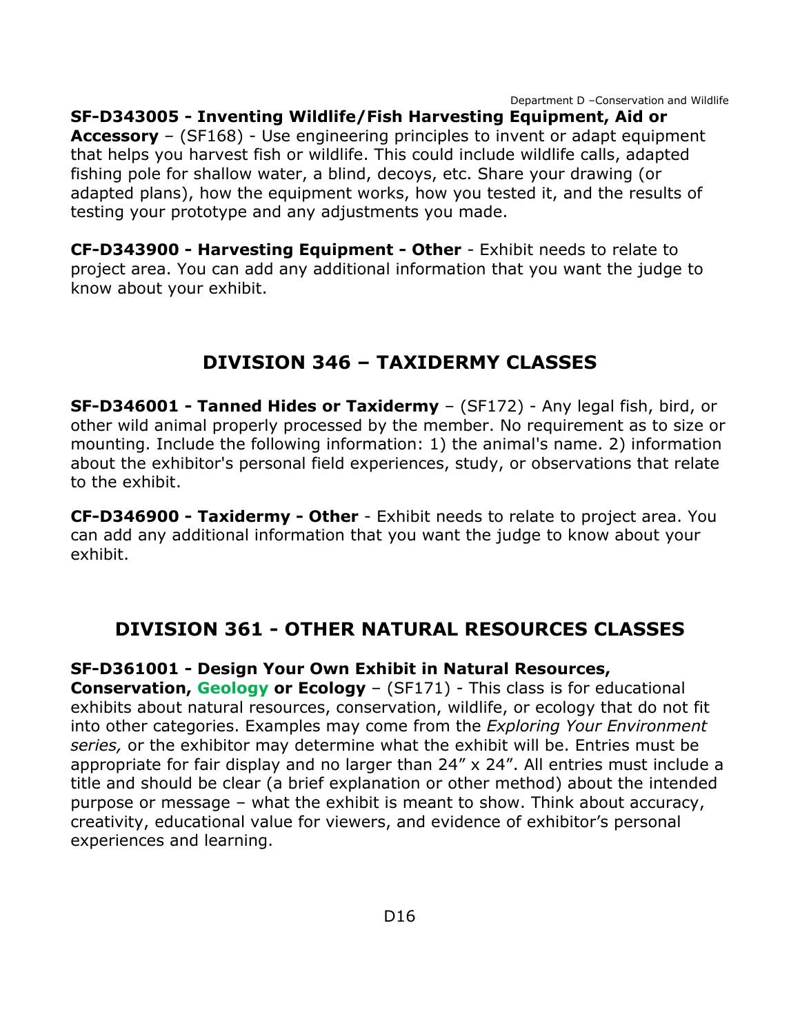**SF-D343005 - Inventing Wildlife/Fish Harvesting Equipment, Aid or Accessory** – (SF168) - Use engineering principles to invent or adapt equipment that helps you harvest fish or wildlife. This could include wildlife calls, adapted fishing pole for shallow water, a blind, decoys, etc. Share your drawing (or adapted plans), how the equipment works, how you tested it, and the results of testing your prototype and any adjustments you made.

**CF-D343900 - Harvesting Equipment - Other** - Exhibit needs to relate to project area. You can add any additional information that you want the judge to know about your exhibit.

## DIVISION 346 – TAXIDERMY CLASSES

**SF-D346001 - Tanned Hides or Taxidermy** – (SF172) - Any legal fish, bird, or other wild animal properly processed by the member. No requirement as to size or mounting. Include the following information: 1) the animal's name. 2) information about the exhibitor's personal field experiences, study, or observations that relate to the exhibit.

**CF-D346900 - Taxidermy - Other** - Exhibit needs to relate to project area. You can add any additional information that you want the judge to know about your exhibit.

## DIVISION 361 - OTHER NATURAL RESOURCES CLASSES

**SF-D361001 - Design Your Own Exhibit in Natural Resources, Conservation, Geology or Ecology** – (SF171) - This class is for educational exhibits about natural resources, conservation, wildlife, or ecology that do not fit into other categories. Examples may come from the *Exploring Your Environment series,* or the exhibitor may determine what the exhibit will be. Entries must be appropriate for fair display and no larger than 24” x 24”. All entries must include a title and should be clear (a brief explanation or other method) about the intended purpose or message – what the exhibit is meant to show. Think about accuracy, creativity, educational value for viewers, and evidence of exhibitor’s personal experiences and learning.